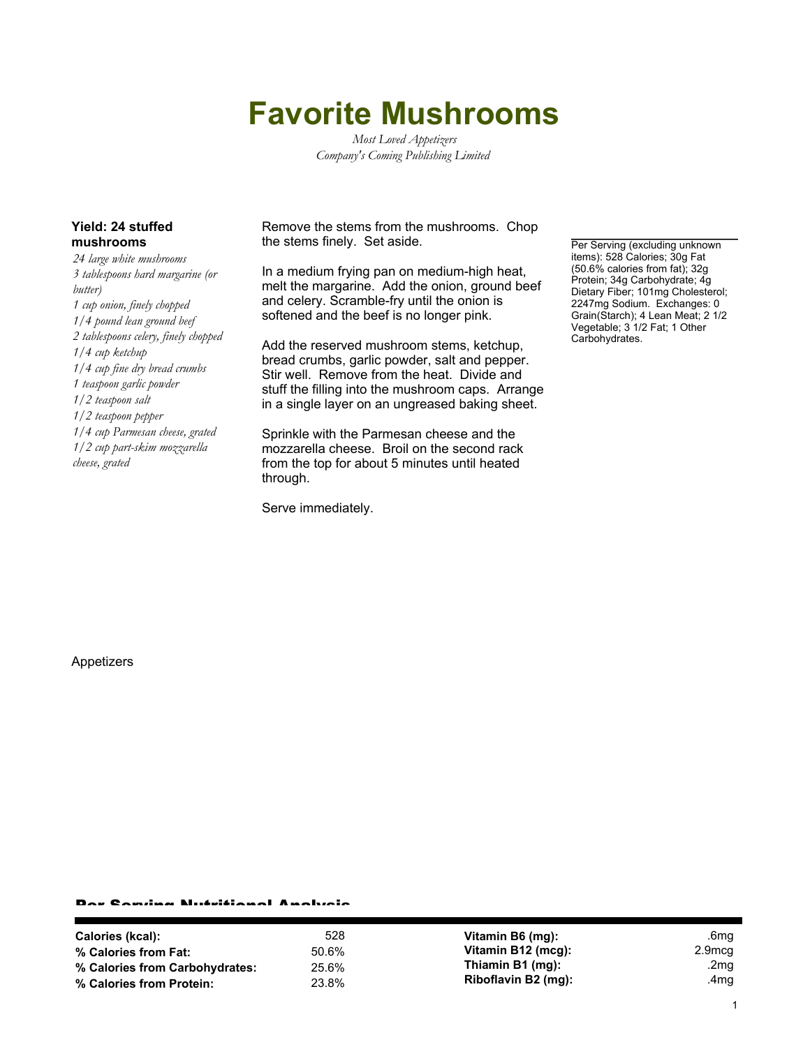# Favorite Mushrooms

*Most Loved Appetizers*
*Company's Coming Publishing Limited*

**Yield: 24 stuffed mushrooms**

*24 large white mushrooms*
*3 tablespoons hard margarine (or butter)*
*1 cup onion, finely chopped*
*1/4 pound lean ground beef*
*2 tablespoons celery, finely chopped*
*1/4 cup ketchup*
*1/4 cup fine dry bread crumbs*
*1 teaspoon garlic powder*
*1/2 teaspoon salt*
*1/2 teaspoon pepper*
*1/4 cup Parmesan cheese, grated*
*1/2 cup part-skim mozzarella cheese, grated*

Remove the stems from the mushrooms. Chop the stems finely. Set aside.

In a medium frying pan on medium-high heat, melt the margarine. Add the onion, ground beef and celery. Scramble-fry until the onion is softened and the beef is no longer pink.

Add the reserved mushroom stems, ketchup, bread crumbs, garlic powder, salt and pepper. Stir well. Remove from the heat. Divide and stuff the filling into the mushroom caps. Arrange in a single layer on an ungreased baking sheet.

Sprinkle with the Parmesan cheese and the mozzarella cheese. Broil on the second rack from the top for about 5 minutes until heated through.

Serve immediately.

Per Serving (excluding unknown items): 528 Calories; 30g Fat (50.6% calories from fat); 32g Protein; 34g Carbohydrate; 4g Dietary Fiber; 101mg Cholesterol; 2247mg Sodium. Exchanges: 0 Grain(Starch); 4 Lean Meat; 2 1/2 Vegetable; 3 1/2 Fat; 1 Other Carbohydrates.

Appetizers

## Per Serving Nutritional Analysis

| | | | |
|---|---|---|---|
| **Calories (kcal):** | 528 | **Vitamin B6 (mg):** | .6mg |
| **% Calories from Fat:** | 50.6% | **Vitamin B12 (mcg):** | 2.9mcg |
| **% Calories from Carbohydrates:** | 25.6% | **Thiamin B1 (mg):** | .2mg |
| **% Calories from Protein:** | 23.8% | **Riboflavin B2 (mg):** | .4mg |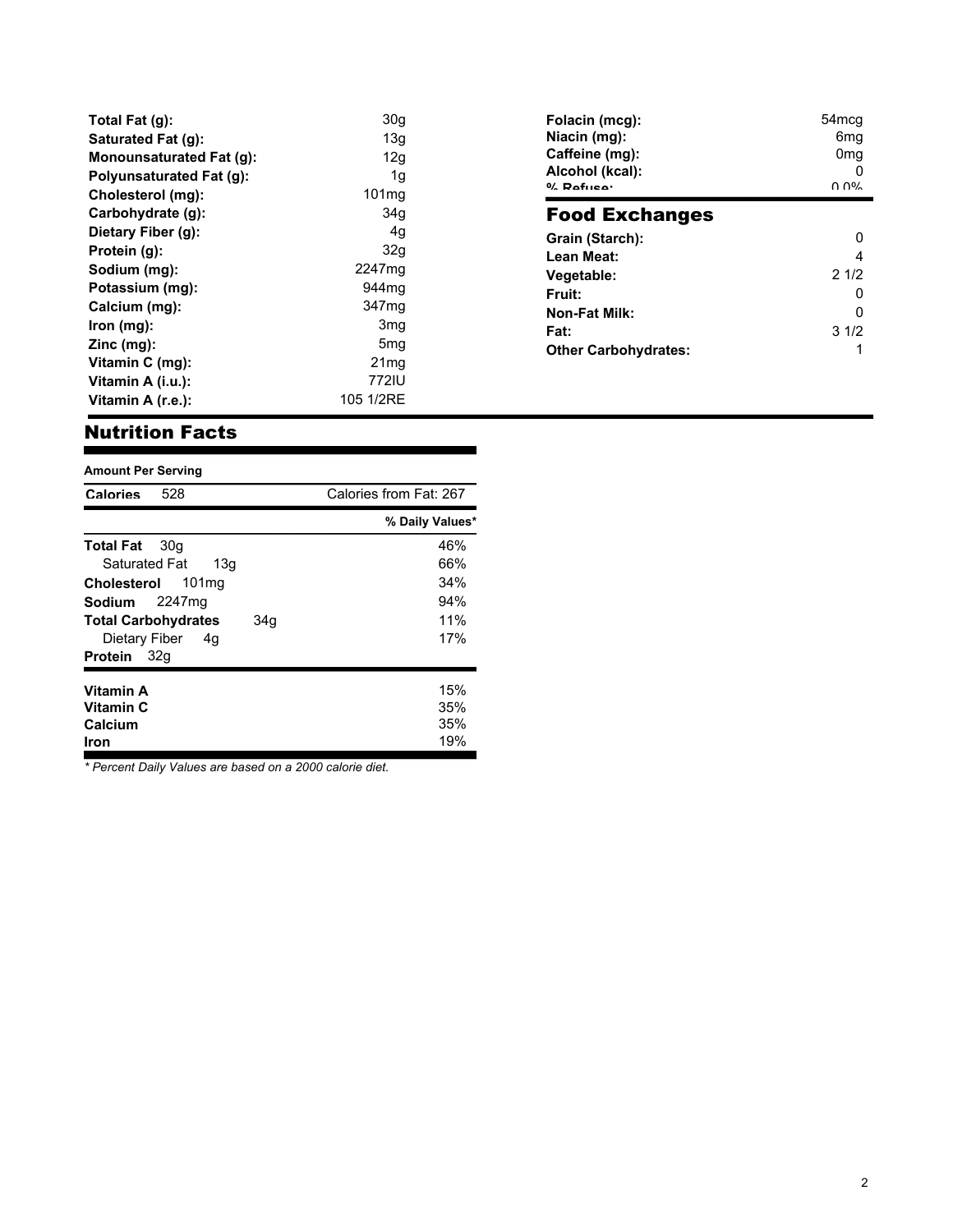| | |
|---|---|
| **Total Fat (g):** | 30g |
| **Saturated Fat (g):** | 13g |
| **Monounsaturated Fat (g):** | 12g |
| **Polyunsaturated Fat (g):** | 1g |
| **Cholesterol (mg):** | 101mg |
| **Carbohydrate (g):** | 34g |
| **Dietary Fiber (g):** | 4g |
| **Protein (g):** | 32g |
| **Sodium (mg):** | 2247mg |
| **Potassium (mg):** | 944mg |
| **Calcium (mg):** | 347mg |
| **Iron (mg):** | 3mg |
| **Zinc (mg):** | 5mg |
| **Vitamin C (mg):** | 21mg |
| **Vitamin A (i.u.):** | 772IU |
| **Vitamin A (r.e.):** | 105 1/2RE |

| | |
|---|---|
| **Folacin (mcg):** | 54mcg |
| **Niacin (mg):** | 6mg |
| **Caffeine (mg):** | 0mg |
| **Alcohol (kcal):** | 0 |
| **% Refuse:** | 0.0% |

## Food Exchanges

| | |
|---|---|
| **Grain (Starch):** | 0 |
| **Lean Meat:** | 4 |
| **Vegetable:** | 2 1/2 |
| **Fruit:** | 0 |
| **Non-Fat Milk:** | 0 |
| **Fat:** | 3 1/2 |
| **Other Carbohydrates:** | 1 |

## Nutrition Facts

**Amount Per Serving**

| **Calories** 528 | Calories from Fat: 267 |
|---|---|
| | **% Daily Values*** |
| **Total Fat** 30g | 46% |
| Saturated Fat 13g | 66% |
| **Cholesterol** 101mg | 34% |
| **Sodium** 2247mg | 94% |
| **Total Carbohydrates** 34g | 11% |
| Dietary Fiber 4g | 17% |
| **Protein** 32g | |
| **Vitamin A** | 15% |
| **Vitamin C** | 35% |
| **Calcium** | 35% |
| **Iron** | 19% |

*\* Percent Daily Values are based on a 2000 calorie diet.*